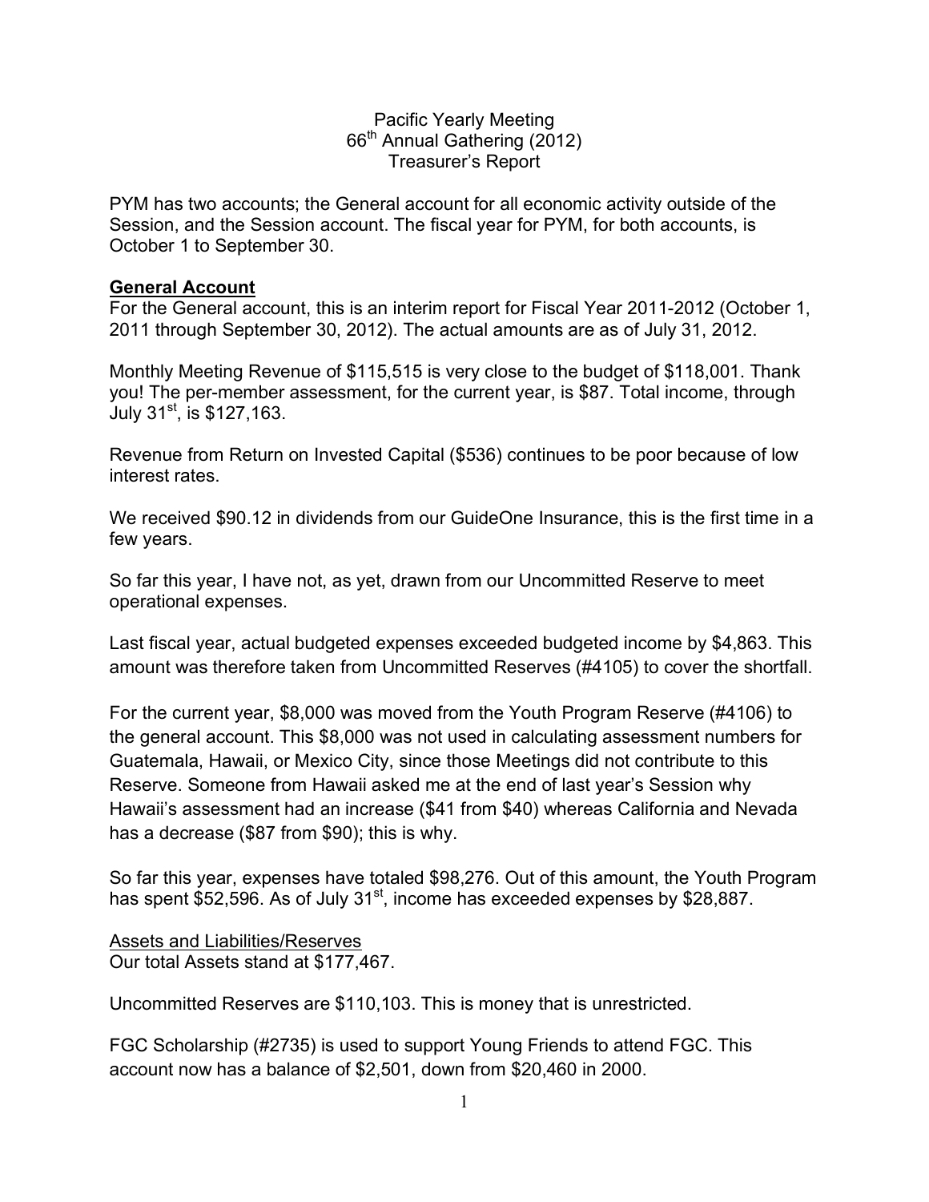# Pacific Yearly Meeting
## 66th Annual Gathering (2012)
## Treasurer's Report

PYM has two accounts; the General account for all economic activity outside of the Session, and the Session account. The fiscal year for PYM, for both accounts, is October 1 to September 30.

## **General Account**

For the General account, this is an interim report for Fiscal Year 2011-2012 (October 1, 2011 through September 30, 2012). The actual amounts are as of July 31, 2012.

Monthly Meeting Revenue of $115,515 is very close to the budget of $118,001. Thank you! The per-member assessment, for the current year, is $87. Total income, through July 31st, is $127,163.

Revenue from Return on Invested Capital ($536) continues to be poor because of low interest rates.

We received $90.12 in dividends from our GuideOne Insurance, this is the first time in a few years.

So far this year, I have not, as yet, drawn from our Uncommitted Reserve to meet operational expenses.

Last fiscal year, actual budgeted expenses exceeded budgeted income by $4,863. This amount was therefore taken from Uncommitted Reserves (#4105) to cover the shortfall.

For the current year, $8,000 was moved from the Youth Program Reserve (#4106) to the general account. This $8,000 was not used in calculating assessment numbers for Guatemala, Hawaii, or Mexico City, since those Meetings did not contribute to this Reserve. Someone from Hawaii asked me at the end of last year's Session why Hawaii's assessment had an increase ($41 from $40) whereas California and Nevada has a decrease ($87 from $90); this is why.

So far this year, expenses have totaled $98,276. Out of this amount, the Youth Program has spent $52,596. As of July 31st, income has exceeded expenses by $28,887.

### Assets and Liabilities/Reserves

Our total Assets stand at $177,467.

Uncommitted Reserves are $110,103. This is money that is unrestricted.

FGC Scholarship (#2735) is used to support Young Friends to attend FGC. This account now has a balance of $2,501, down from $20,460 in 2000.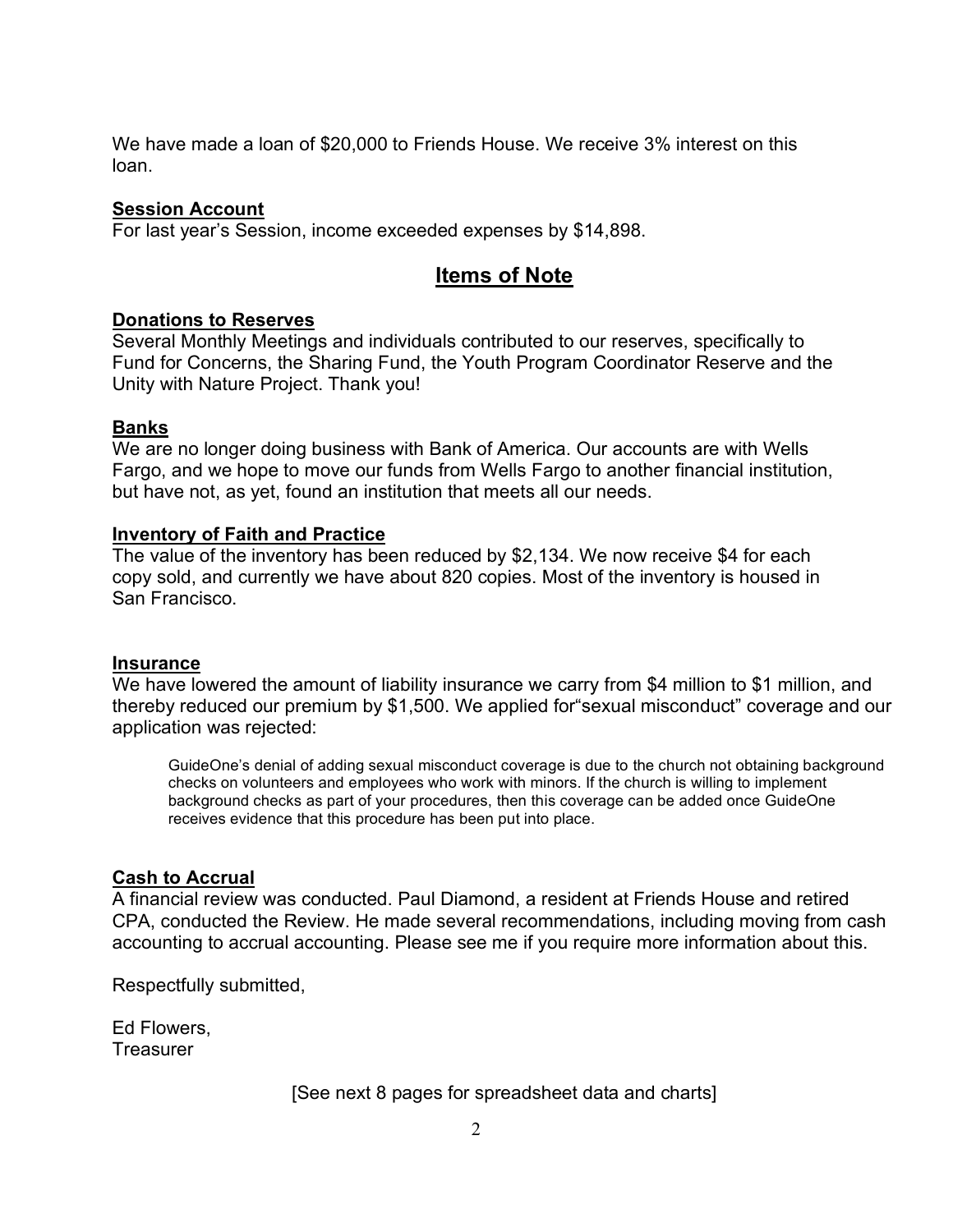We have made a loan of $20,000 to Friends House. We receive 3% interest on this loan.

**Session Account**

For last year's Session, income exceeded expenses by $14,898.

## Items of Note

**Donations to Reserves**

Several Monthly Meetings and individuals contributed to our reserves, specifically to Fund for Concerns, the Sharing Fund, the Youth Program Coordinator Reserve and the Unity with Nature Project. Thank you!

**Banks**

We are no longer doing business with Bank of America. Our accounts are with Wells Fargo, and we hope to move our funds from Wells Fargo to another financial institution, but have not, as yet, found an institution that meets all our needs.

**Inventory of Faith and Practice**

The value of the inventory has been reduced by $2,134. We now receive $4 for each copy sold, and currently we have about 820 copies. Most of the inventory is housed in San Francisco.

**Insurance**

We have lowered the amount of liability insurance we carry from $4 million to $1 million, and thereby reduced our premium by $1,500. We applied for"sexual misconduct" coverage and our application was rejected:

> GuideOne's denial of adding sexual misconduct coverage is due to the church not obtaining background checks on volunteers and employees who work with minors. If the church is willing to implement background checks as part of your procedures, then this coverage can be added once GuideOne receives evidence that this procedure has been put into place.

**Cash to Accrual**

A financial review was conducted. Paul Diamond, a resident at Friends House and retired CPA, conducted the Review. He made several recommendations, including moving from cash accounting to accrual accounting. Please see me if you require more information about this.

Respectfully submitted,

Ed Flowers,
Treasurer

[See next 8 pages for spreadsheet data and charts]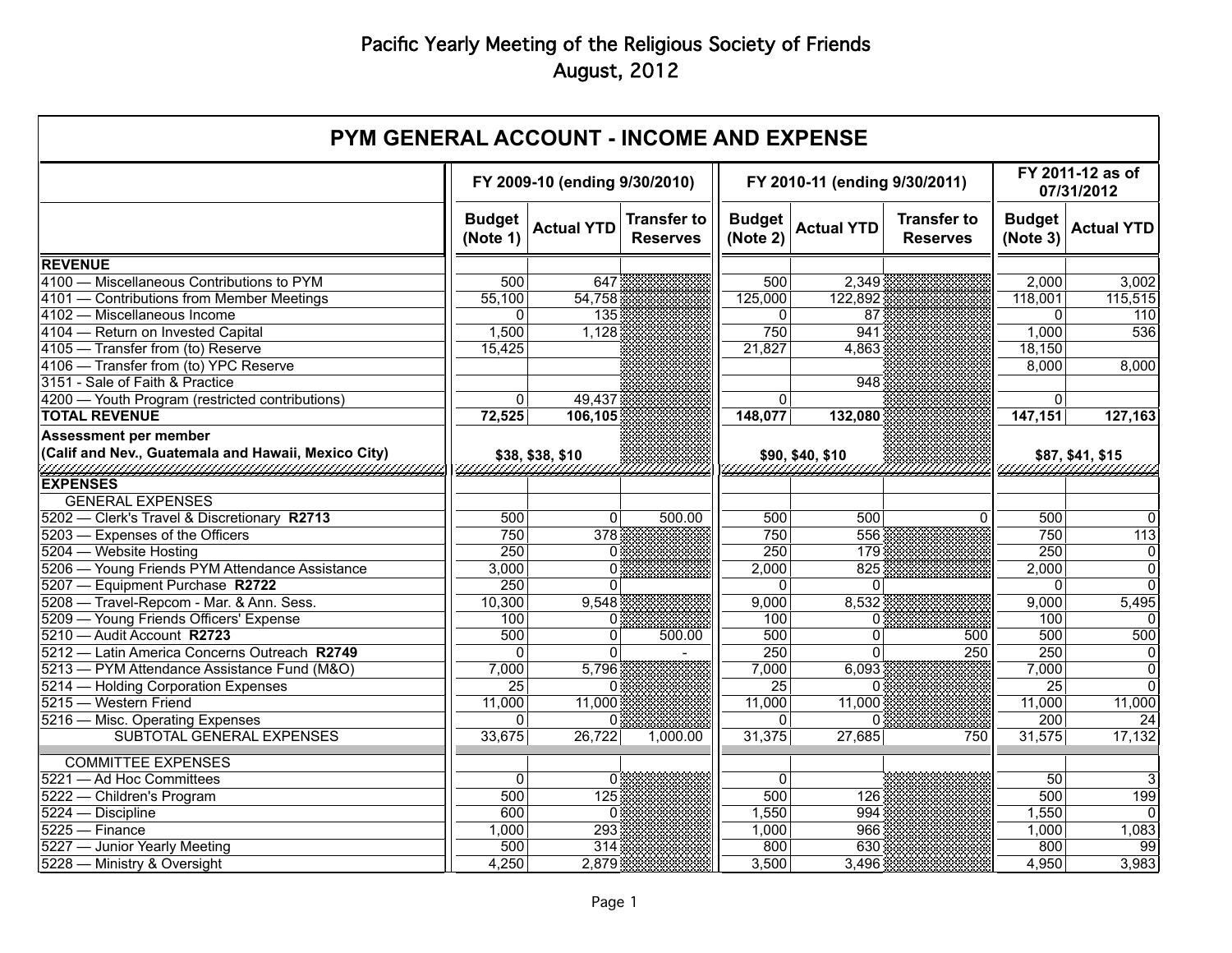# Pacific Yearly Meeting of the Religious Society of Friends
## August, 2012

| PYM GENERAL ACCOUNT - INCOME AND EXPENSE | | | | | | | | |
|---|---|---|---|---|---|---|---|---|
| | FY 2009-10 (ending 9/30/2010) | | | FY 2010-11 (ending 9/30/2011) | | | FY 2011-12 as of 07/31/2012 | |
| | Budget (Note 1) | Actual YTD | Transfer to Reserves | Budget (Note 2) | Actual YTD | Transfer to Reserves | Budget (Note 3) | Actual YTD |
| **REVENUE** | | | | | | | | |
| 4100 — Miscellaneous Contributions to PYM | 500 | 647 | | 500 | 2,349 | | 2,000 | 3,002 |
| 4101 — Contributions from Member Meetings | 55,100 | 54,758 | | 125,000 | 122,892 | | 118,001 | 115,515 |
| 4102 — Miscellaneous Income | 0 | 135 | | 0 | 87 | | 0 | 110 |
| 4104 — Return on Invested Capital | 1,500 | 1,128 | | 750 | 941 | | 1,000 | 536 |
| 4105 — Transfer from (to) Reserve | 15,425 | | | 21,827 | 4,863 | | 18,150 | |
| 4106 — Transfer from (to) YPC Reserve | | | | | | | 8,000 | 8,000 |
| 3151 - Sale of Faith & Practice | | | | | 948 | | | |
| 4200 — Youth Program (restricted contributions) | 0 | 49,437 | | 0 | | | 0 | |
| **TOTAL REVENUE** | **72,525** | **106,105** | | **148,077** | **132,080** | | **147,151** | **127,163** |
| **Assessment per member (Calif and Nev., Guatemala and Hawaii, Mexico City)** | $38, $38, $10 | | | $90, $40, $10 | | | $87, $41, $15 | |
| **EXPENSES** | | | | | | | | |
| GENERAL EXPENSES | | | | | | | | |
| 5202 — Clerk's Travel & Discretionary **R2713** | 500 | 0 | 500.00 | 500 | 500 | 0 | 500 | 0 |
| 5203 — Expenses of the Officers | 750 | 378 | | 750 | 556 | | 750 | 113 |
| 5204 — Website Hosting | 250 | 0 | | 250 | 179 | | 250 | 0 |
| 5206 — Young Friends PYM Attendance Assistance | 3,000 | 0 | | 2,000 | 825 | | 2,000 | 0 |
| 5207 — Equipment Purchase **R2722** | 250 | 0 | | 0 | 0 | | 0 | 0 |
| 5208 — Travel-Repcom - Mar. & Ann. Sess. | 10,300 | 9,548 | | 9,000 | 8,532 | | 9,000 | 5,495 |
| 5209 — Young Friends Officers' Expense | 100 | 0 | | 100 | 0 | | 100 | 0 |
| 5210 — Audit Account **R2723** | 500 | 0 | 500.00 | 500 | 0 | 500 | 500 | 500 |
| 5212 — Latin America Concerns Outreach **R2749** | 0 | 0 | - | 250 | 0 | 250 | 250 | 0 |
| 5213 — PYM Attendance Assistance Fund (M&O) | 7,000 | 5,796 | | 7,000 | 6,093 | | 7,000 | 0 |
| 5214 — Holding Corporation Expenses | 25 | 0 | | 25 | 0 | | 25 | 0 |
| 5215 — Western Friend | 11,000 | 11,000 | | 11,000 | 11,000 | | 11,000 | 11,000 |
| 5216 — Misc. Operating Expenses | 0 | 0 | | 0 | 0 | | 200 | 24 |
| SUBTOTAL GENERAL EXPENSES | 33,675 | 26,722 | 1,000.00 | 31,375 | 27,685 | 750 | 31,575 | 17,132 |
| COMMITTEE EXPENSES | | | | | | | | |
| 5221 — Ad Hoc Committees | 0 | 0 | | 0 | | | 50 | 3 |
| 5222 — Children's Program | 500 | 125 | | 500 | 126 | | 500 | 199 |
| 5224 — Discipline | 600 | 0 | | 1,550 | 994 | | 1,550 | 0 |
| 5225 — Finance | 1,000 | 293 | | 1,000 | 966 | | 1,000 | 1,083 |
| 5227 — Junior Yearly Meeting | 500 | 314 | | 800 | 630 | | 800 | 99 |
| 5228 — Ministry & Oversight | 4,250 | 2,879 | | 3,500 | 3,496 | | 4,950 | 3,983 |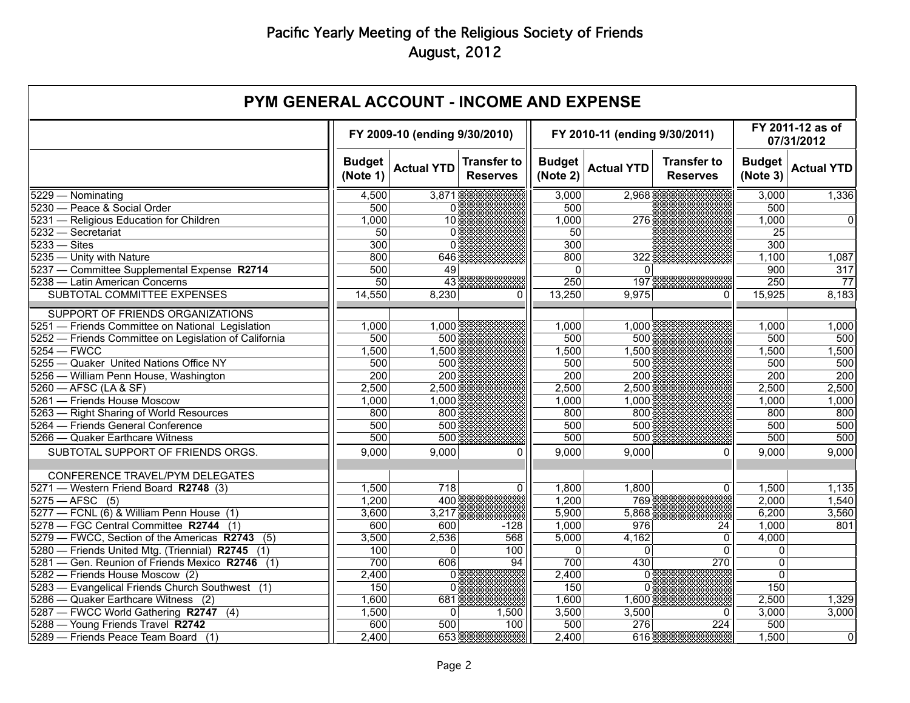# Pacific Yearly Meeting of the Religious Society of Friends

August, 2012

## PYM GENERAL ACCOUNT - INCOME AND EXPENSE

| | FY 2009-10 (ending 9/30/2010) | | | FY 2010-11 (ending 9/30/2011) | | | FY 2011-12 as of 07/31/2012 | |
|---|---|---|---|---|---|---|---|---|
| | Budget (Note 1) | Actual YTD | Transfer to Reserves | Budget (Note 2) | Actual YTD | Transfer to Reserves | Budget (Note 3) | Actual YTD |
| 5229 — Nominating | 4,500 | 3,871 | | 3,000 | 2,968 | | 3,000 | 1,336 |
| 5230 — Peace & Social Order | 500 | 0 | | 500 | | | 500 | |
| 5231 — Religious Education for Children | 1,000 | 10 | | 1,000 | 276 | | 1,000 | 0 |
| 5232 — Secretariat | 50 | 0 | | 50 | | | 25 | |
| 5233 — Sites | 300 | 0 | | 300 | | | 300 | |
| 5235 — Unity with Nature | 800 | 646 | | 800 | 322 | | 1,100 | 1,087 |
| 5237 — Committee Supplemental Expense **R2714** | 500 | 49 | | 0 | 0 | | 900 | 317 |
| 5238 — Latin American Concerns | 50 | 43 | | 250 | 197 | | 250 | 77 |
| SUBTOTAL COMMITTEE EXPENSES | 14,550 | 8,230 | 0 | 13,250 | 9,975 | 0 | 15,925 | 8,183 |
| SUPPORT OF FRIENDS ORGANIZATIONS | | | | | | | | |
| 5251 — Friends Committee on National Legislation | 1,000 | 1,000 | | 1,000 | 1,000 | | 1,000 | 1,000 |
| 5252 — Friends Committee on Legislation of California | 500 | 500 | | 500 | 500 | | 500 | 500 |
| 5254 — FWCC | 1,500 | 1,500 | | 1,500 | 1,500 | | 1,500 | 1,500 |
| 5255 — Quaker United Nations Office NY | 500 | 500 | | 500 | 500 | | 500 | 500 |
| 5256 — William Penn House, Washington | 200 | 200 | | 200 | 200 | | 200 | 200 |
| 5260 — AFSC (LA & SF) | 2,500 | 2,500 | | 2,500 | 2,500 | | 2,500 | 2,500 |
| 5261 — Friends House Moscow | 1,000 | 1,000 | | 1,000 | 1,000 | | 1,000 | 1,000 |
| 5263 — Right Sharing of World Resources | 800 | 800 | | 800 | 800 | | 800 | 800 |
| 5264 — Friends General Conference | 500 | 500 | | 500 | 500 | | 500 | 500 |
| 5266 — Quaker Earthcare Witness | 500 | 500 | | 500 | 500 | | 500 | 500 |
| SUBTOTAL SUPPORT OF FRIENDS ORGS. | 9,000 | 9,000 | 0 | 9,000 | 9,000 | 0 | 9,000 | 9,000 |
| CONFERENCE TRAVEL/PYM DELEGATES | | | | | | | | |
| 5271 — Western Friend Board **R2748** (3) | 1,500 | 718 | 0 | 1,800 | 1,800 | 0 | 1,500 | 1,135 |
| 5275 — AFSC (5) | 1,200 | 400 | | 1,200 | 769 | | 2,000 | 1,540 |
| 5277 — FCNL (6) & William Penn House (1) | 3,600 | 3,217 | | 5,900 | 5,868 | | 6,200 | 3,560 |
| 5278 — FGC Central Committee **R2744** (1) | 600 | 600 | -128 | 1,000 | 976 | 24 | 1,000 | 801 |
| 5279 — FWCC, Section of the Americas **R2743** (5) | 3,500 | 2,536 | 568 | 5,000 | 4,162 | 0 | 4,000 | |
| 5280 — Friends United Mtg. (Triennial) **R2745** (1) | 100 | 0 | 100 | 0 | 0 | 0 | 0 | |
| 5281 — Gen. Reunion of Friends Mexico **R2746** (1) | 700 | 606 | 94 | 700 | 430 | 270 | 0 | |
| 5282 — Friends House Moscow (2) | 2,400 | 0 | | 2,400 | 0 | | 0 | |
| 5283 — Evangelical Friends Church Southwest (1) | 150 | 0 | | 150 | 0 | | 150 | |
| 5286 — Quaker Earthcare Witness (2) | 1,600 | 681 | | 1,600 | 1,600 | | 2,500 | 1,329 |
| 5287 — FWCC World Gathering **R2747** (4) | 1,500 | 0 | 1,500 | 3,500 | 3,500 | 0 | 3,000 | 3,000 |
| 5288 — Young Friends Travel **R2742** | 600 | 500 | 100 | 500 | 276 | 224 | 500 | |
| 5289 — Friends Peace Team Board (1) | 2,400 | 653 | | 2,400 | 616 | | 1,500 | 0 |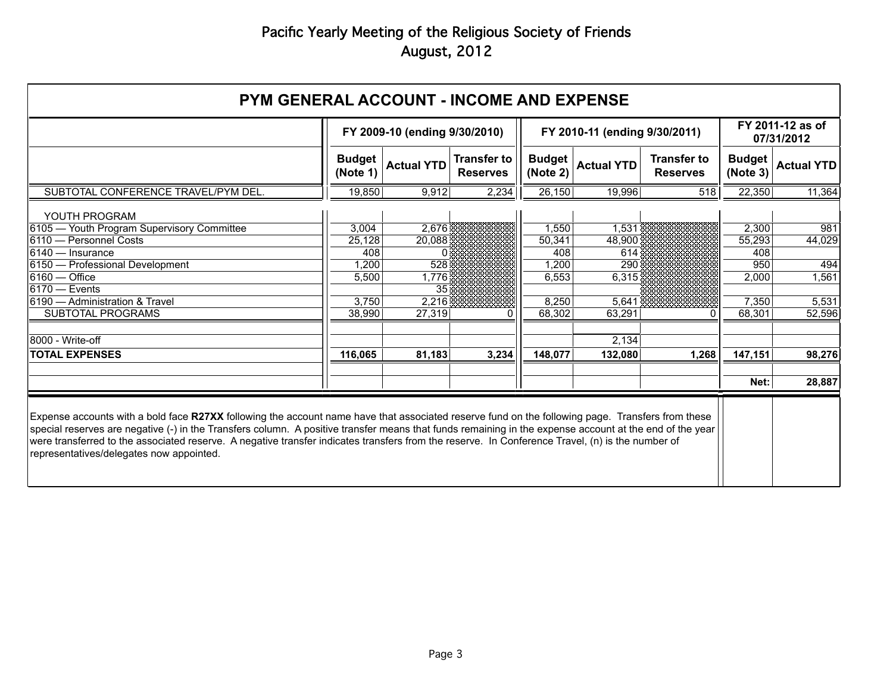# Pacific Yearly Meeting of the Religious Society of Friends
August, 2012

## PYM GENERAL ACCOUNT - INCOME AND EXPENSE

| | FY 2009-10 (ending 9/30/2010) | | | FY 2010-11 (ending 9/30/2011) | | | FY 2011-12 as of 07/31/2012 | |
|---|---|---|---|---|---|---|---|---|
| | **Budget (Note 1)** | **Actual YTD** | **Transfer to Reserves** | **Budget (Note 2)** | **Actual YTD** | **Transfer to Reserves** | **Budget (Note 3)** | **Actual YTD** |
| SUBTOTAL CONFERENCE TRAVEL/PYM DEL. | 19,850 | 9,912 | 2,234 | 26,150 | 19,996 | 518 | 22,350 | 11,364 |
| YOUTH PROGRAM | | | | | | | | |
| 6105 — Youth Program Supervisory Committee | 3,004 | 2,676 | | 1,550 | 1,531 | | 2,300 | 981 |
| 6110 — Personnel Costs | 25,128 | 20,088 | | 50,341 | 48,900 | | 55,293 | 44,029 |
| 6140 — Insurance | 408 | 0 | | 408 | 614 | | 408 | |
| 6150 — Professional Development | 1,200 | 528 | | 1,200 | 290 | | 950 | 494 |
| 6160 — Office | 5,500 | 1,776 | | 6,553 | 6,315 | | 2,000 | 1,561 |
| 6170 — Events | | 35 | | | | | | |
| 6190 — Administration & Travel | 3,750 | 2,216 | | 8,250 | 5,641 | | 7,350 | 5,531 |
| SUBTOTAL PROGRAMS | 38,990 | 27,319 | 0 | 68,302 | 63,291 | 0 | 68,301 | 52,596 |
| 8000 - Write-off | | | | | 2,134 | | | |
| **TOTAL EXPENSES** | **116,065** | **81,183** | **3,234** | **148,077** | **132,080** | **1,268** | **147,151** | **98,276** |
| | | | | | | | **Net:** | **28,887** |

Expense accounts with a bold face **R27XX** following the account name have that associated reserve fund on the following page. Transfers from these special reserves are negative (-) in the Transfers column. A positive transfer means that funds remaining in the expense account at the end of the year were transferred to the associated reserve. A negative transfer indicates transfers from the reserve. In Conference Travel, (n) is the number of representatives/delegates now appointed.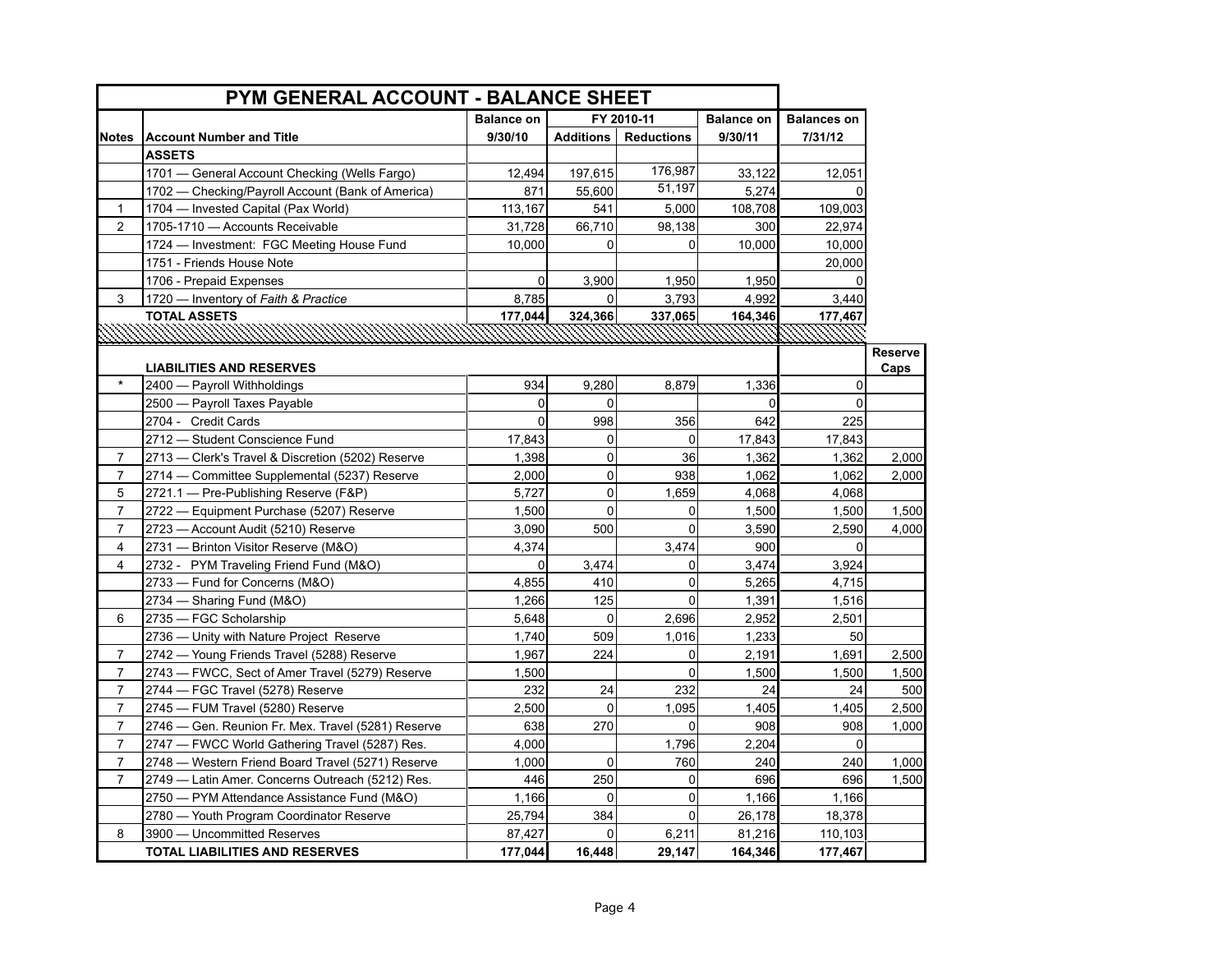## PYM GENERAL ACCOUNT - BALANCE SHEET

| Notes | Account Number and Title | Balance on 9/30/10 | FY 2010-11 Additions | FY 2010-11 Reductions | Balance on 9/30/11 | Balances on 7/31/12 | Reserve Caps |
|---|---|---|---|---|---|---|---|
| | **ASSETS** | | | | | | |
| | 1701 — General Account Checking (Wells Fargo) | 12,494 | 197,615 | 176,987 | 33,122 | 12,051 | |
| | 1702 — Checking/Payroll Account (Bank of America) | 871 | 55,600 | 51,197 | 5,274 | 0 | |
| 1 | 1704 — Invested Capital (Pax World) | 113,167 | 541 | 5,000 | 108,708 | 109,003 | |
| 2 | 1705-1710 — Accounts Receivable | 31,728 | 66,710 | 98,138 | 300 | 22,974 | |
| | 1724 — Investment: FGC Meeting House Fund | 10,000 | 0 | 0 | 10,000 | 10,000 | |
| | 1751 - Friends House Note | | | | | 20,000 | |
| | 1706 - Prepaid Expenses | 0 | 3,900 | 1,950 | 1,950 | 0 | |
| 3 | 1720 — Inventory of *Faith & Practice* | 8,785 | 0 | 3,793 | 4,992 | 3,440 | |
| | **TOTAL ASSETS** | **177,044** | **324,366** | **337,065** | **164,346** | **177,467** | |
| | **LIABILITIES AND RESERVES** | | | | | | |
| * | 2400 — Payroll Withholdings | 934 | 9,280 | 8,879 | 1,336 | 0 | |
| | 2500 — Payroll Taxes Payable | 0 | 0 | | 0 | 0 | |
| | 2704 - Credit Cards | 0 | 998 | 356 | 642 | 225 | |
| | 2712 — Student Conscience Fund | 17,843 | 0 | 0 | 17,843 | 17,843 | |
| 7 | 2713 — Clerk's Travel & Discretion (5202) Reserve | 1,398 | 0 | 36 | 1,362 | 1,362 | 2,000 |
| 7 | 2714 — Committee Supplemental (5237) Reserve | 2,000 | 0 | 938 | 1,062 | 1,062 | 2,000 |
| 5 | 2721.1 — Pre-Publishing Reserve (F&P) | 5,727 | 0 | 1,659 | 4,068 | 4,068 | |
| 7 | 2722 — Equipment Purchase (5207) Reserve | 1,500 | 0 | 0 | 1,500 | 1,500 | 1,500 |
| 7 | 2723 — Account Audit (5210) Reserve | 3,090 | 500 | 0 | 3,590 | 2,590 | 4,000 |
| 4 | 2731 — Brinton Visitor Reserve (M&O) | 4,374 | | 3,474 | 900 | 0 | |
| 4 | 2732 - PYM Traveling Friend Fund (M&O) | 0 | 3,474 | 0 | 3,474 | 3,924 | |
| | 2733 — Fund for Concerns (M&O) | 4,855 | 410 | 0 | 5,265 | 4,715 | |
| | 2734 — Sharing Fund (M&O) | 1,266 | 125 | 0 | 1,391 | 1,516 | |
| 6 | 2735 — FGC Scholarship | 5,648 | 0 | 2,696 | 2,952 | 2,501 | |
| | 2736 — Unity with Nature Project Reserve | 1,740 | 509 | 1,016 | 1,233 | 50 | |
| 7 | 2742 — Young Friends Travel (5288) Reserve | 1,967 | 224 | 0 | 2,191 | 1,691 | 2,500 |
| 7 | 2743 — FWCC, Sect of Amer Travel (5279) Reserve | 1,500 | | 0 | 1,500 | 1,500 | 1,500 |
| 7 | 2744 — FGC Travel (5278) Reserve | 232 | 24 | 232 | 24 | 24 | 500 |
| 7 | 2745 — FUM Travel (5280) Reserve | 2,500 | 0 | 1,095 | 1,405 | 1,405 | 2,500 |
| 7 | 2746 — Gen. Reunion Fr. Mex. Travel (5281) Reserve | 638 | 270 | 0 | 908 | 908 | 1,000 |
| 7 | 2747 — FWCC World Gathering Travel (5287) Res. | 4,000 | | 1,796 | 2,204 | 0 | |
| 7 | 2748 — Western Friend Board Travel (5271) Reserve | 1,000 | 0 | 760 | 240 | 240 | 1,000 |
| 7 | 2749 — Latin Amer. Concerns Outreach (5212) Res. | 446 | 250 | 0 | 696 | 696 | 1,500 |
| | 2750 — PYM Attendance Assistance Fund (M&O) | 1,166 | 0 | 0 | 1,166 | 1,166 | |
| | 2780 — Youth Program Coordinator Reserve | 25,794 | 384 | 0 | 26,178 | 18,378 | |
| 8 | 3900 — Uncommitted Reserves | 87,427 | 0 | 6,211 | 81,216 | 110,103 | |
| | **TOTAL LIABILITIES AND RESERVES** | **177,044** | **16,448** | **29,147** | **164,346** | **177,467** | |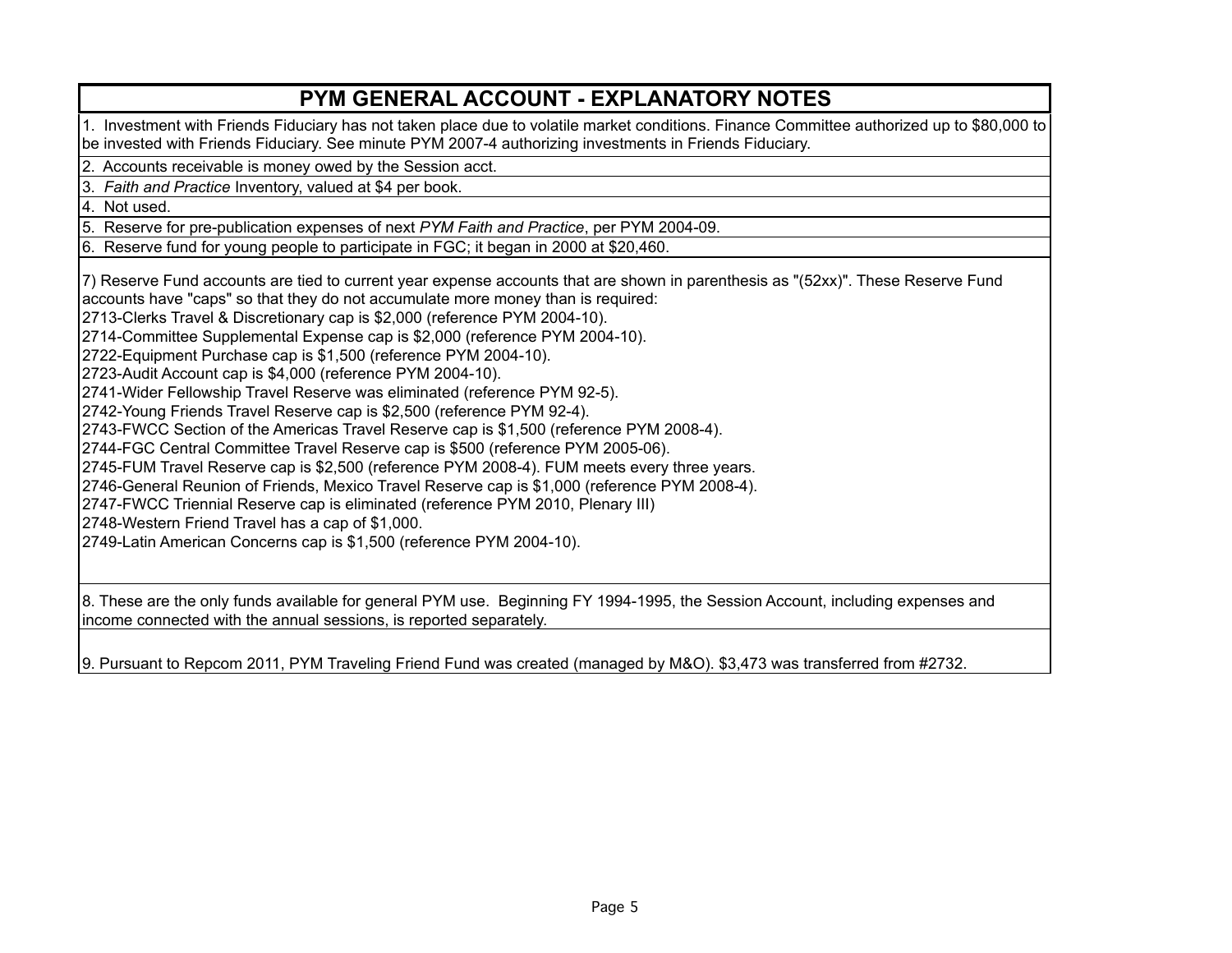# PYM GENERAL ACCOUNT - EXPLANATORY NOTES

1. Investment with Friends Fiduciary has not taken place due to volatile market conditions. Finance Committee authorized up to $80,000 to be invested with Friends Fiduciary. See minute PYM 2007-4 authorizing investments in Friends Fiduciary.

2. Accounts receivable is money owed by the Session acct.

3. *Faith and Practice* Inventory, valued at $4 per book.

4. Not used.

5. Reserve for pre-publication expenses of next *PYM Faith and Practice*, per PYM 2004-09.

6. Reserve fund for young people to participate in FGC; it began in 2000 at $20,460.

7) Reserve Fund accounts are tied to current year expense accounts that are shown in parenthesis as "(52xx)". These Reserve Fund accounts have "caps" so that they do not accumulate more money than is required:
2713-Clerks Travel & Discretionary cap is $2,000 (reference PYM 2004-10).
2714-Committee Supplemental Expense cap is $2,000 (reference PYM 2004-10).
2722-Equipment Purchase cap is $1,500 (reference PYM 2004-10).
2723-Audit Account cap is $4,000 (reference PYM 2004-10).
2741-Wider Fellowship Travel Reserve was eliminated (reference PYM 92-5).
2742-Young Friends Travel Reserve cap is $2,500 (reference PYM 92-4).
2743-FWCC Section of the Americas Travel Reserve cap is $1,500 (reference PYM 2008-4).
2744-FGC Central Committee Travel Reserve cap is $500 (reference PYM 2005-06).
2745-FUM Travel Reserve cap is $2,500 (reference PYM 2008-4). FUM meets every three years.
2746-General Reunion of Friends, Mexico Travel Reserve cap is $1,000 (reference PYM 2008-4).
2747-FWCC Triennial Reserve cap is eliminated (reference PYM 2010, Plenary III)
2748-Western Friend Travel has a cap of $1,000.
2749-Latin American Concerns cap is $1,500 (reference PYM 2004-10).

8. These are the only funds available for general PYM use. Beginning FY 1994-1995, the Session Account, including expenses and income connected with the annual sessions, is reported separately.

9. Pursuant to Repcom 2011, PYM Traveling Friend Fund was created (managed by M&O). $3,473 was transferred from #2732.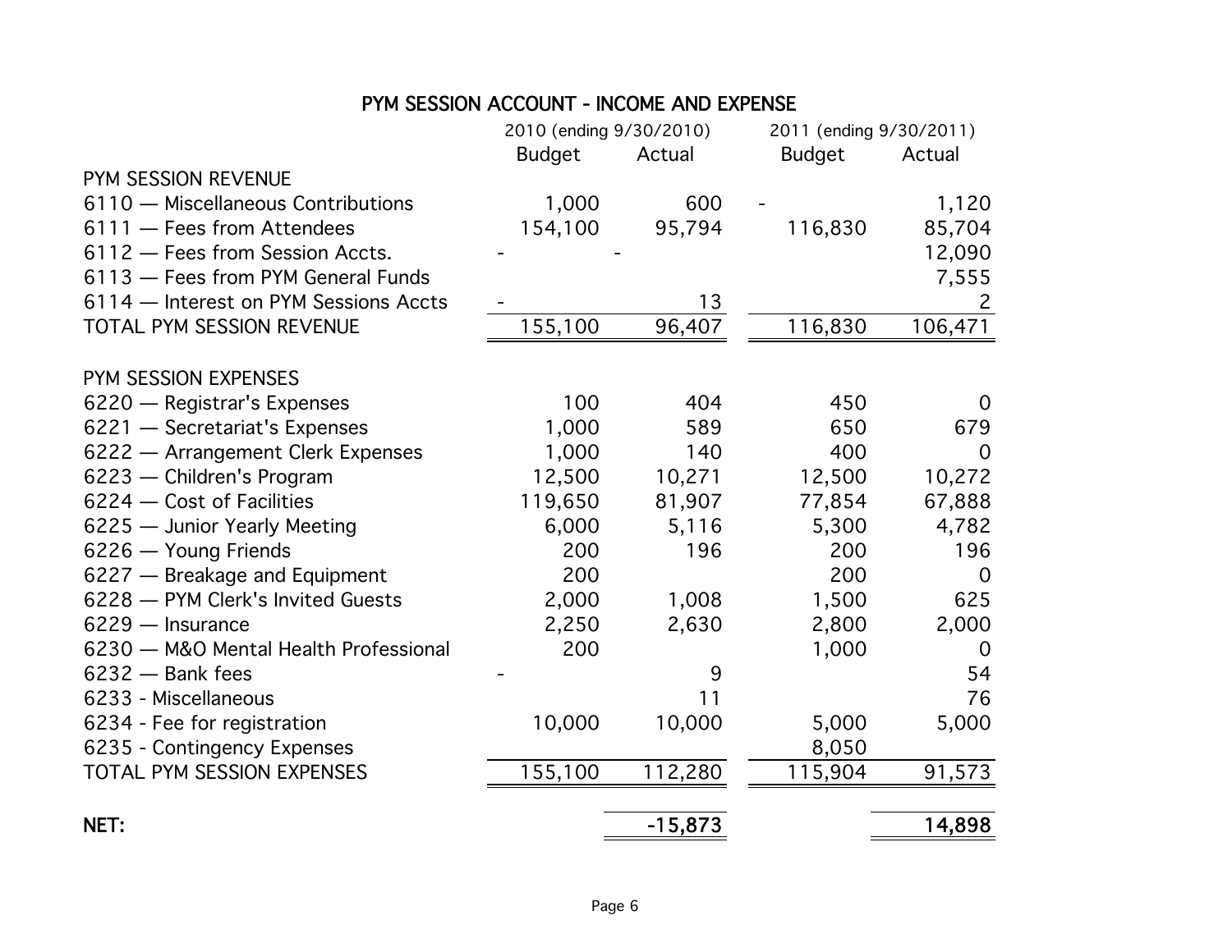## PYM SESSION ACCOUNT - INCOME AND EXPENSE

| | 2010 (ending 9/30/2010) | | 2011 (ending 9/30/2011) | |
|---|---|---|---|---|
| | Budget | Actual | Budget | Actual |
| PYM SESSION REVENUE | | | | |
| 6110 — Miscellaneous Contributions | 1,000 | 600 | - | 1,120 |
| 6111 — Fees from Attendees | 154,100 | 95,794 | 116,830 | 85,704 |
| 6112 — Fees from Session Accts. | - | - | | 12,090 |
| 6113 — Fees from PYM General Funds | | | | 7,555 |
| 6114 — Interest on PYM Sessions Accts | - | 13 | | 2 |
| TOTAL PYM SESSION REVENUE | 155,100 | 96,407 | 116,830 | 106,471 |
| | | | | |
| PYM SESSION EXPENSES | | | | |
| 6220 — Registrar's Expenses | 100 | 404 | 450 | 0 |
| 6221 — Secretariat's Expenses | 1,000 | 589 | 650 | 679 |
| 6222 — Arrangement Clerk Expenses | 1,000 | 140 | 400 | 0 |
| 6223 — Children's Program | 12,500 | 10,271 | 12,500 | 10,272 |
| 6224 — Cost of Facilities | 119,650 | 81,907 | 77,854 | 67,888 |
| 6225 — Junior Yearly Meeting | 6,000 | 5,116 | 5,300 | 4,782 |
| 6226 — Young Friends | 200 | 196 | 200 | 196 |
| 6227 — Breakage and Equipment | 200 | | 200 | 0 |
| 6228 — PYM Clerk's Invited Guests | 2,000 | 1,008 | 1,500 | 625 |
| 6229 — Insurance | 2,250 | 2,630 | 2,800 | 2,000 |
| 6230 — M&O Mental Health Professional | 200 | | 1,000 | 0 |
| 6232 — Bank fees | - | 9 | | 54 |
| 6233 - Miscellaneous | | 11 | | 76 |
| 6234 - Fee for registration | 10,000 | 10,000 | 5,000 | 5,000 |
| 6235 - Contingency Expenses | | | 8,050 | |
| TOTAL PYM SESSION EXPENSES | 155,100 | 112,280 | 115,904 | 91,573 |
| | | | | |
| **NET:** | | -15,873 | | 14,898 |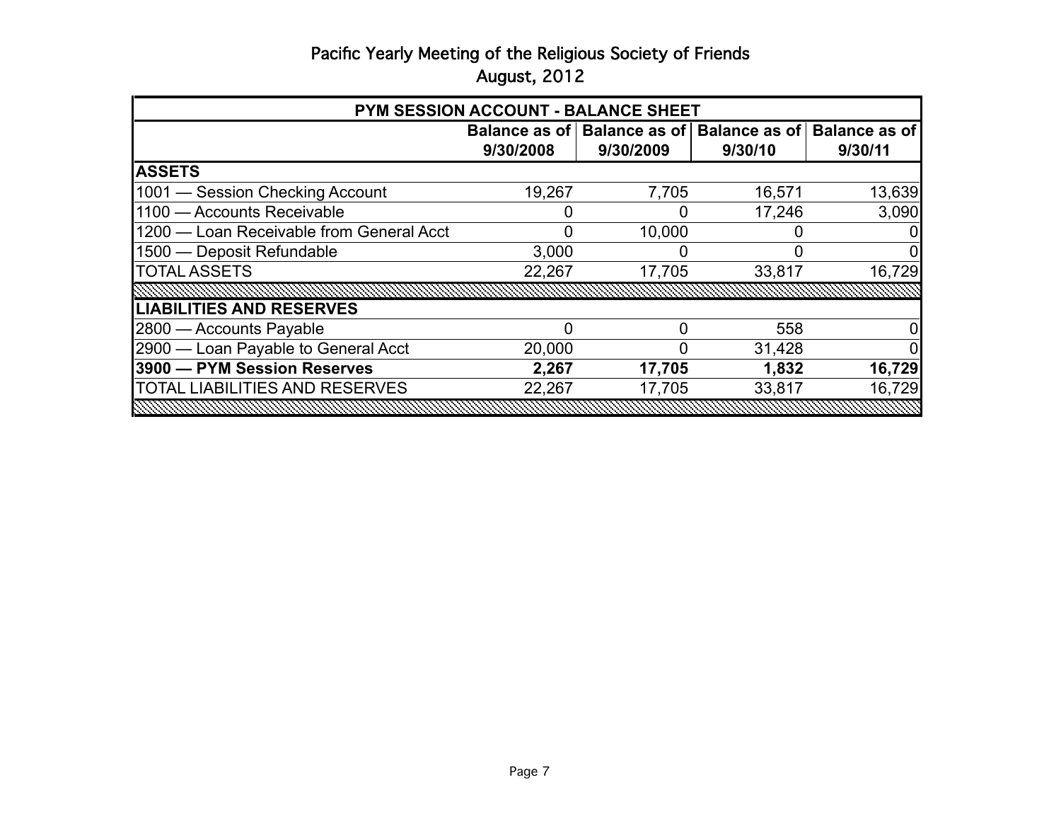# Pacific Yearly Meeting of the Religious Society of Friends

## August, 2012

| PYM SESSION ACCOUNT - BALANCE SHEET | | | | |
|---|---|---|---|---|
| | Balance as of 9/30/2008 | Balance as of 9/30/2009 | Balance as of 9/30/10 | Balance as of 9/30/11 |
| **ASSETS** | | | | |
| 1001 — Session Checking Account | 19,267 | 7,705 | 16,571 | 13,639 |
| 1100 — Accounts Receivable | 0 | 0 | 17,246 | 3,090 |
| 1200 — Loan Receivable from General Acct | 0 | 10,000 | 0 | 0 |
| 1500 — Deposit Refundable | 3,000 | 0 | 0 | 0 |
| TOTAL ASSETS | 22,267 | 17,705 | 33,817 | 16,729 |
| **LIABILITIES AND RESERVES** | | | | |
| 2800 — Accounts Payable | 0 | 0 | 558 | 0 |
| 2900 — Loan Payable to General Acct | 20,000 | 0 | 31,428 | 0 |
| **3900 — PYM Session Reserves** | **2,267** | **17,705** | **1,832** | **16,729** |
| TOTAL LIABILITIES AND RESERVES | 22,267 | 17,705 | 33,817 | 16,729 |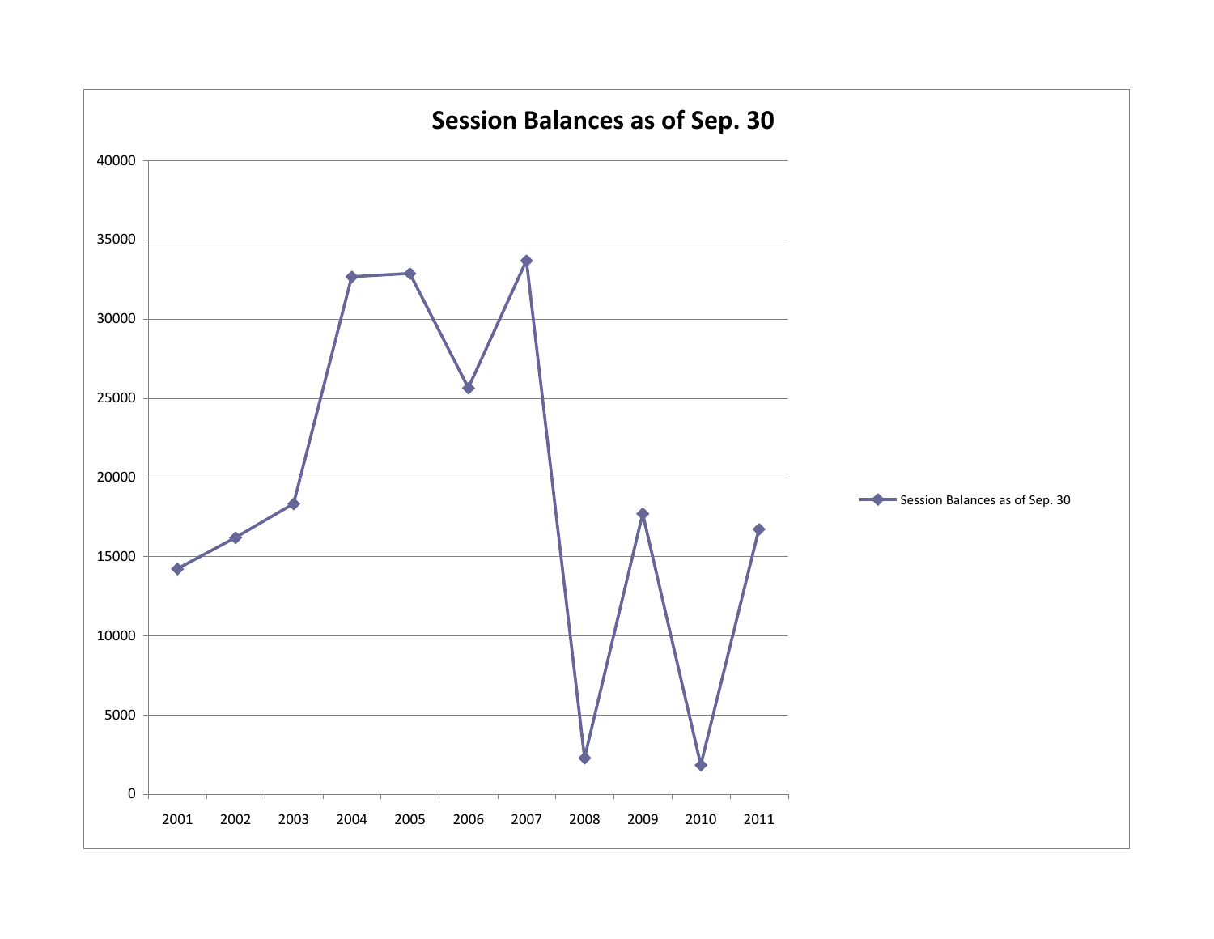**Session Balances as of Sep. 30**

40000
35000
30000
25000
20000
15000
10000
5000
0

2001 2002 2003 2004 2005 2006 2007 2008 2009 2010 2011

Session Balances as of Sep. 30